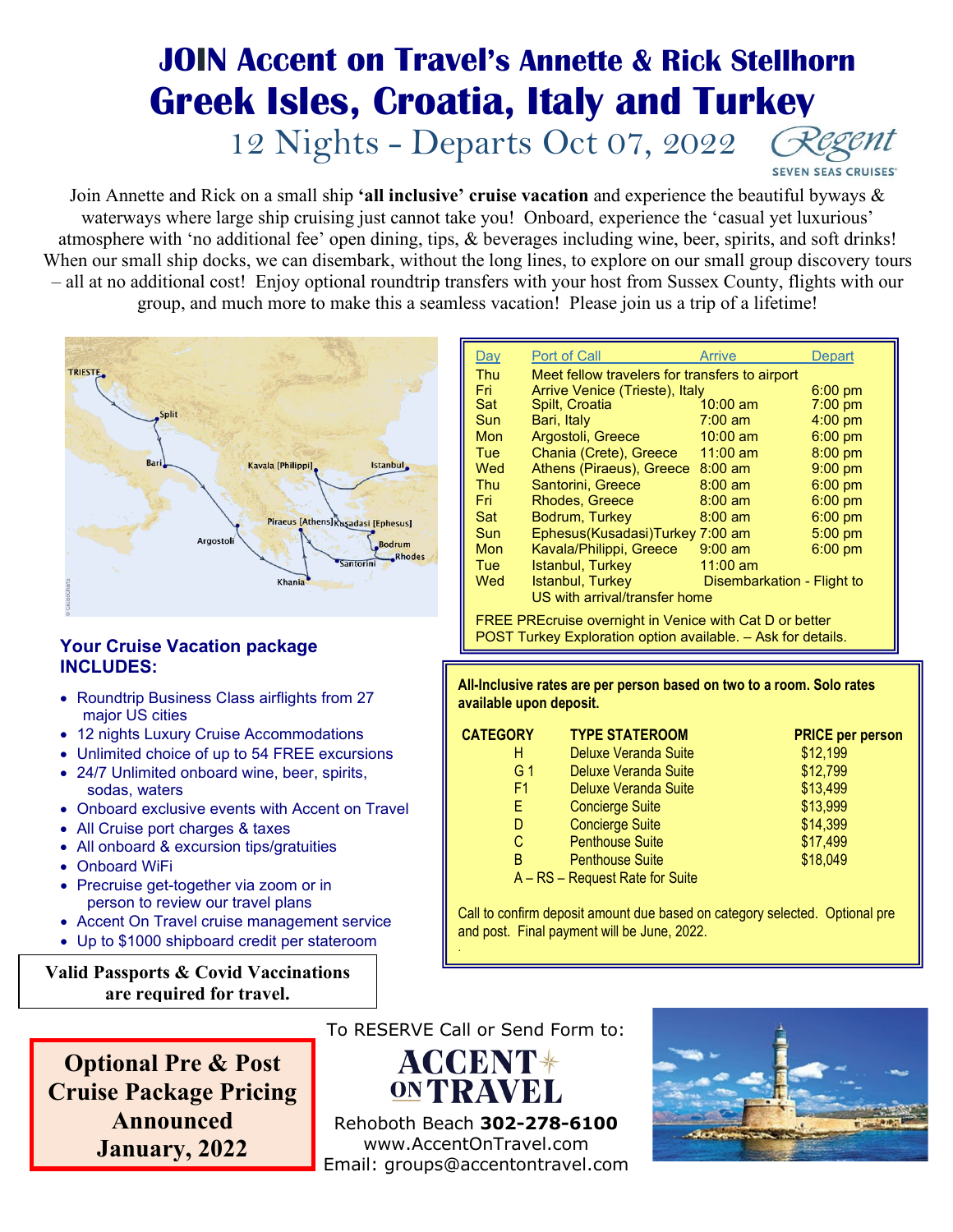# JOIN Accent on Travel's Annette & Rick Stellhorn

# Greek Isles, Croatia, Italy and Turkey

## 12 Nights - Departs Oct 07, 2022

Regent SEVEN SEAS CRUISES

Join Annette and Rick on a small ship **'all inclusive' cruise vacation** and experience the beautiful byways & waterways where large ship cruising just cannot take you! Onboard, experience the 'casual yet luxurious' atmosphere with 'no additional fee' open dining, tips, & beverages including wine, beer, spirits, and soft drinks! When our small ship docks, we can disembark, without the long lines, to explore on our small group discovery tours – all at no additional cost! Enjoy optional roundtrip transfers with your host from Sussex County, flights with our group, and much more to make this a seamless vacation! Please join us a trip of a lifetime!

| Day | Port of Call | Arrive | Depart |
|---|---|---|---|
| Thu | Meet fellow travelers for transfers to airport | | |
| Fri | Arrive Venice (Trieste), Italy | | 6:00 pm |
| Sat | Spilt, Croatia | 10:00 am | 7:00 pm |
| Sun | Bari, Italy | 7:00 am | 4:00 pm |
| Mon | Argostoli, Greece | 10:00 am | 6:00 pm |
| Tue | Chania (Crete), Greece | 11:00 am | 8:00 pm |
| Wed | Athens (Piraeus), Greece | 8:00 am | 9:00 pm |
| Thu | Santorini, Greece | 8:00 am | 6:00 pm |
| Fri | Rhodes, Greece | 8:00 am | 6:00 pm |
| Sat | Bodrum, Turkey | 8:00 am | 6:00 pm |
| Sun | Ephesus(Kusadasi)Turkey | 7:00 am | 5:00 pm |
| Mon | Kavala/Philippi, Greece | 9:00 am | 6:00 pm |
| Tue | Istanbul, Turkey | 11:00 am | |
| Wed | Istanbul, Turkey | Disembarkation - Flight to US with arrival/transfer home | |

FREE PREcruise overnight in Venice with Cat D or better
POST Turkey Exploration option available. – Ask for details.

### Your Cruise Vacation package INCLUDES:

- Roundtrip Business Class airflights from 27 major US cities
- 12 nights Luxury Cruise Accommodations
- Unlimited choice of up to 54 FREE excursions
- 24/7 Unlimited onboard wine, beer, spirits, sodas, waters
- Onboard exclusive events with Accent on Travel
- All Cruise port charges & taxes
- All onboard & excursion tips/gratuities
- Onboard WiFi
- Precruise get-together via zoom or in person to review our travel plans
- Accent On Travel cruise management service
- Up to $1000 shipboard credit per stateroom

**Valid Passports & Covid Vaccinations are required for travel.**

**All-Inclusive rates are per person based on two to a room. Solo rates available upon deposit.**

| CATEGORY | TYPE STATEROOM | PRICE per person |
|---|---|---|
| H | Deluxe Veranda Suite | $12,199 |
| G 1 | Deluxe Veranda Suite | $12,799 |
| F1 | Deluxe Veranda Suite | $13,499 |
| E | Concierge Suite | $13,999 |
| D | Concierge Suite | $14,399 |
| C | Penthouse Suite | $17,499 |
| B | Penthouse Suite | $18,049 |
| A – RS – Request Rate for Suite | | |

Call to confirm deposit amount due based on category selected. Optional pre and post. Final payment will be June, 2022.

**Optional Pre & Post Cruise Package Pricing Announced January, 2022**

To RESERVE Call or Send Form to:

ACCENT ON TRAVEL

Rehoboth Beach **302-278-6100**
www.AccentOnTravel.com
Email: groups@accentontravel.com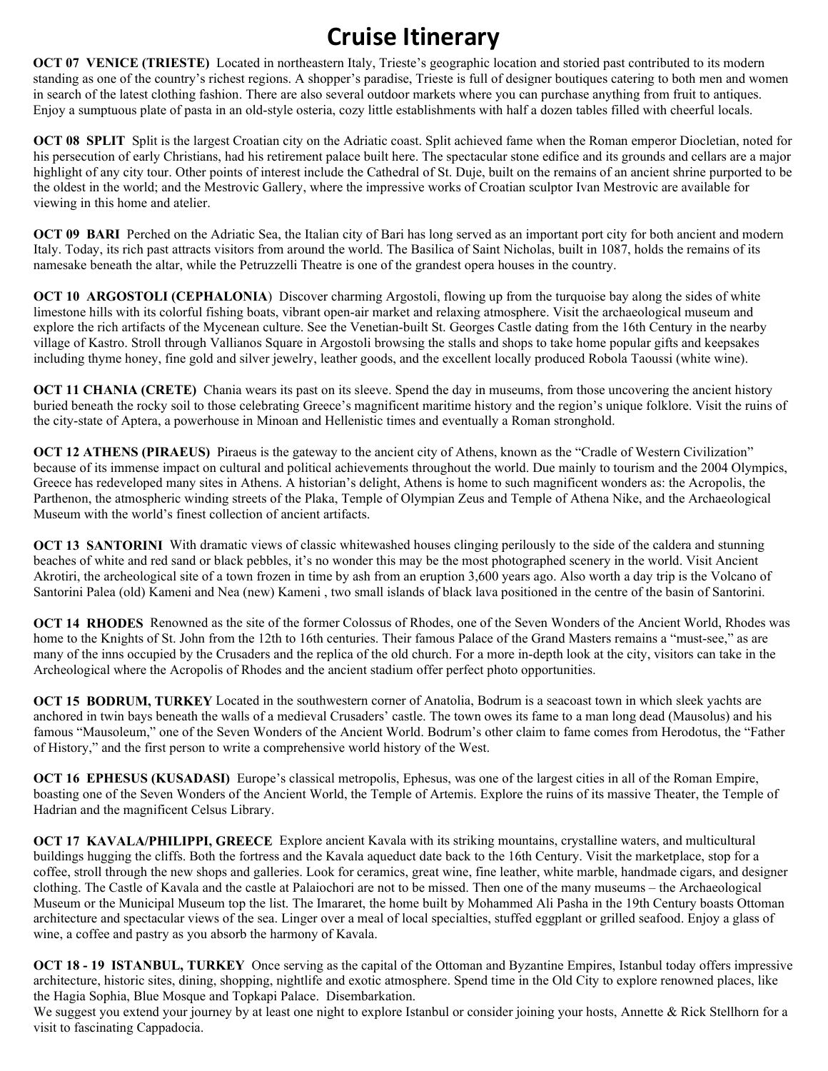# Cruise Itinerary

**OCT 07 VENICE (TRIESTE)** Located in northeastern Italy, Trieste's geographic location and storied past contributed to its modern standing as one of the country's richest regions. A shopper's paradise, Trieste is full of designer boutiques catering to both men and women in search of the latest clothing fashion. There are also several outdoor markets where you can purchase anything from fruit to antiques. Enjoy a sumptuous plate of pasta in an old-style osteria, cozy little establishments with half a dozen tables filled with cheerful locals.

**OCT 08 SPLIT** Split is the largest Croatian city on the Adriatic coast. Split achieved fame when the Roman emperor Diocletian, noted for his persecution of early Christians, had his retirement palace built here. The spectacular stone edifice and its grounds and cellars are a major highlight of any city tour. Other points of interest include the Cathedral of St. Duje, built on the remains of an ancient shrine purported to be the oldest in the world; and the Mestrovic Gallery, where the impressive works of Croatian sculptor Ivan Mestrovic are available for viewing in this home and atelier.

**OCT 09 BARI** Perched on the Adriatic Sea, the Italian city of Bari has long served as an important port city for both ancient and modern Italy. Today, its rich past attracts visitors from around the world. The Basilica of Saint Nicholas, built in 1087, holds the remains of its namesake beneath the altar, while the Petruzzelli Theatre is one of the grandest opera houses in the country.

**OCT 10 ARGOSTOLI (CEPHALONIA)** Discover charming Argostoli, flowing up from the turquoise bay along the sides of white limestone hills with its colorful fishing boats, vibrant open-air market and relaxing atmosphere. Visit the archaeological museum and explore the rich artifacts of the Mycenean culture. See the Venetian-built St. Georges Castle dating from the 16th Century in the nearby village of Kastro. Stroll through Vallianos Square in Argostoli browsing the stalls and shops to take home popular gifts and keepsakes including thyme honey, fine gold and silver jewelry, leather goods, and the excellent locally produced Robola Taoussi (white wine).

**OCT 11 CHANIA (CRETE)** Chania wears its past on its sleeve. Spend the day in museums, from those uncovering the ancient history buried beneath the rocky soil to those celebrating Greece's magnificent maritime history and the region's unique folklore. Visit the ruins of the city-state of Aptera, a powerhouse in Minoan and Hellenistic times and eventually a Roman stronghold.

**OCT 12 ATHENS (PIRAEUS)** Piraeus is the gateway to the ancient city of Athens, known as the "Cradle of Western Civilization" because of its immense impact on cultural and political achievements throughout the world. Due mainly to tourism and the 2004 Olympics, Greece has redeveloped many sites in Athens. A historian's delight, Athens is home to such magnificent wonders as: the Acropolis, the Parthenon, the atmospheric winding streets of the Plaka, Temple of Olympian Zeus and Temple of Athena Nike, and the Archaeological Museum with the world's finest collection of ancient artifacts.

**OCT 13 SANTORINI** With dramatic views of classic whitewashed houses clinging perilously to the side of the caldera and stunning beaches of white and red sand or black pebbles, it's no wonder this may be the most photographed scenery in the world. Visit Ancient Akrotiri, the archeological site of a town frozen in time by ash from an eruption 3,600 years ago. Also worth a day trip is the Volcano of Santorini Palea (old) Kameni and Nea (new) Kameni , two small islands of black lava positioned in the centre of the basin of Santorini.

**OCT 14 RHODES** Renowned as the site of the former Colossus of Rhodes, one of the Seven Wonders of the Ancient World, Rhodes was home to the Knights of St. John from the 12th to 16th centuries. Their famous Palace of the Grand Masters remains a "must-see," as are many of the inns occupied by the Crusaders and the replica of the old church. For a more in-depth look at the city, visitors can take in the Archeological where the Acropolis of Rhodes and the ancient stadium offer perfect photo opportunities.

**OCT 15 BODRUM, TURKEY** Located in the southwestern corner of Anatolia, Bodrum is a seacoast town in which sleek yachts are anchored in twin bays beneath the walls of a medieval Crusaders' castle. The town owes its fame to a man long dead (Mausolus) and his famous "Mausoleum," one of the Seven Wonders of the Ancient World. Bodrum's other claim to fame comes from Herodotus, the "Father of History," and the first person to write a comprehensive world history of the West.

**OCT 16 EPHESUS (KUSADASI)** Europe's classical metropolis, Ephesus, was one of the largest cities in all of the Roman Empire, boasting one of the Seven Wonders of the Ancient World, the Temple of Artemis. Explore the ruins of its massive Theater, the Temple of Hadrian and the magnificent Celsus Library.

**OCT 17 KAVALA/PHILIPPI, GREECE** Explore ancient Kavala with its striking mountains, crystalline waters, and multicultural buildings hugging the cliffs. Both the fortress and the Kavala aqueduct date back to the 16th Century. Visit the marketplace, stop for a coffee, stroll through the new shops and galleries. Look for ceramics, great wine, fine leather, white marble, handmade cigars, and designer clothing. The Castle of Kavala and the castle at Palaiochori are not to be missed. Then one of the many museums – the Archaeological Museum or the Municipal Museum top the list. The Imararet, the home built by Mohammed Ali Pasha in the 19th Century boasts Ottoman architecture and spectacular views of the sea. Linger over a meal of local specialties, stuffed eggplant or grilled seafood. Enjoy a glass of wine, a coffee and pastry as you absorb the harmony of Kavala.

**OCT 18 - 19 ISTANBUL, TURKEY** Once serving as the capital of the Ottoman and Byzantine Empires, Istanbul today offers impressive architecture, historic sites, dining, shopping, nightlife and exotic atmosphere. Spend time in the Old City to explore renowned places, like the Hagia Sophia, Blue Mosque and Topkapi Palace. Disembarkation.

We suggest you extend your journey by at least one night to explore Istanbul or consider joining your hosts, Annette & Rick Stellhorn for a visit to fascinating Cappadocia.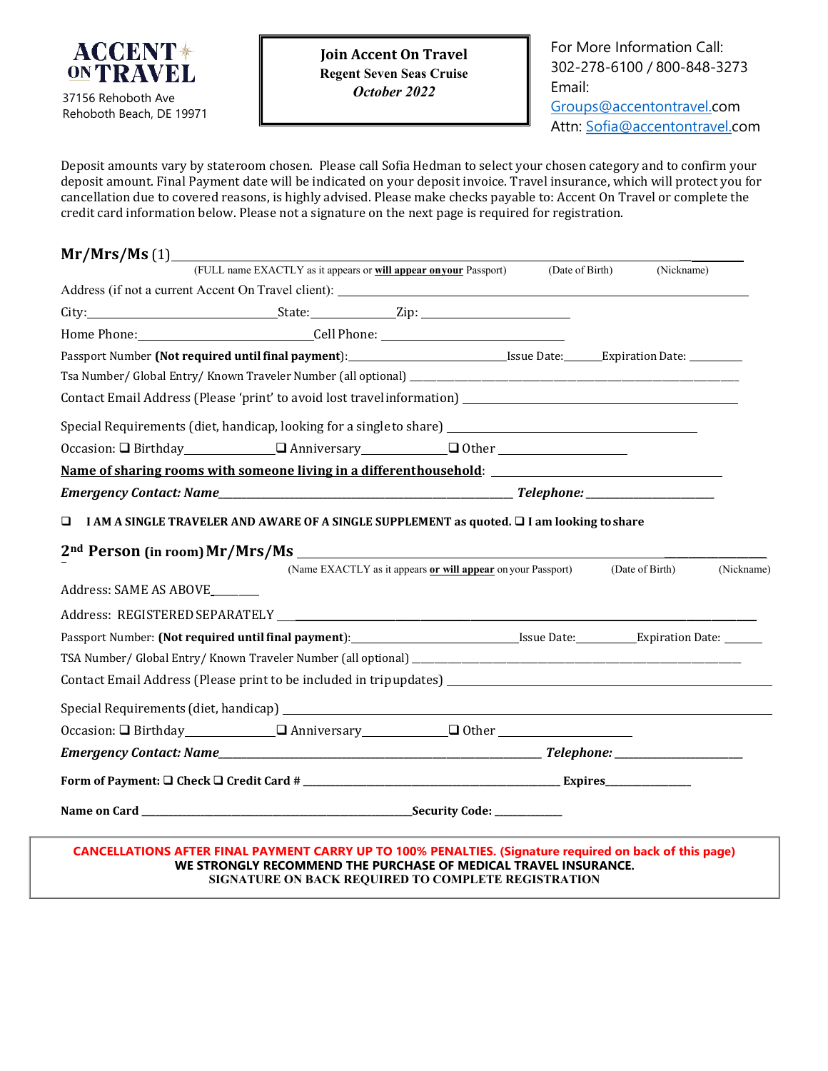**ACCENT ON TRAVEL**

37156 Rehoboth Ave
Rehoboth Beach, DE 19971

**Join Accent On Travel**
**Regent Seven Seas Cruise**
***October 2022***

For More Information Call:
302-278-6100 / 800-848-3273
Email:
Groups@accentontravel.com
Attn: Sofia@accentontravel.com

Deposit amounts vary by stateroom chosen. Please call Sofia Hedman to select your chosen category and to confirm your deposit amount. Final Payment date will be indicated on your deposit invoice. Travel insurance, which will protect you for cancellation due to covered reasons, is highly advised. Please make checks payable to: Accent On Travel or complete the credit card information below. Please not a signature on the next page is required for registration.

**Mr/Mrs/Ms** (1)___________________________________________________________________________ ___________
(FULL name EXACTLY as it appears or **will appear on your** Passport) (Date of Birth) (Nickname)

Address (if not a current Accent On Travel client): ______________________________________________

City:______________________State:__________Zip: ___________________

Home Phone:______________________Cell Phone: ______________________

Passport Number **(Not required until final payment)**:____________________Issue Date:______Expiration Date: ________

Tsa Number/ Global Entry/ Known Traveler Number (all optional) ______________________________________________

Contact Email Address (Please 'print' to avoid lost travel information) ______________________________________

Special Requirements (diet, handicap, looking for a single to share) ______________________________

Occasion: ❑ Birthday____________ ❑ Anniversary____________ ❑ Other __________________

**Name of sharing rooms with someone living in a different household**: ______________________________

***Emergency Contact: Name***________________________________________ ***Telephone:*** __________________

❑ **I AM A SINGLE TRAVELER AND AWARE OF A SINGLE SUPPLEMENT as quoted.** ❑ **I am looking to share**

**2nd Person (in room) Mr/Mrs/Ms** ____________________________________________________________ ___________
(Name EXACTLY as it appears **or will appear** on your Passport) (Date of Birth) (Nickname)

Address: SAME AS ABOVE________

Address: REGISTERED SEPARATELY ________________________________________________________________

Passport Number: **(Not required until final payment)**:____________________Issue Date:________Expiration Date: ______

TSA Number/ Global Entry/ Known Traveler Number (all optional) ______________________________________________

Contact Email Address (Please print to be included in trip updates) ______________________________________

Special Requirements (diet, handicap) ____________________________________________________________

Occasion: ❑ Birthday____________ ❑ Anniversary____________ ❑ Other __________________

***Emergency Contact: Name***________________________________________ ***Telephone:*** __________________

**Form of Payment: ❑ Check ❑ Credit Card #** ____________________________________ **Expires**______________

**Name on Card** ________________________________________**Security Code:** ___________

**CANCELLATIONS AFTER FINAL PAYMENT CARRY UP TO 100% PENALTIES. (Signature required on back of this page)**
**WE STRONGLY RECOMMEND THE PURCHASE OF MEDICAL TRAVEL INSURANCE.**
**SIGNATURE ON BACK REQUIRED TO COMPLETE REGISTRATION**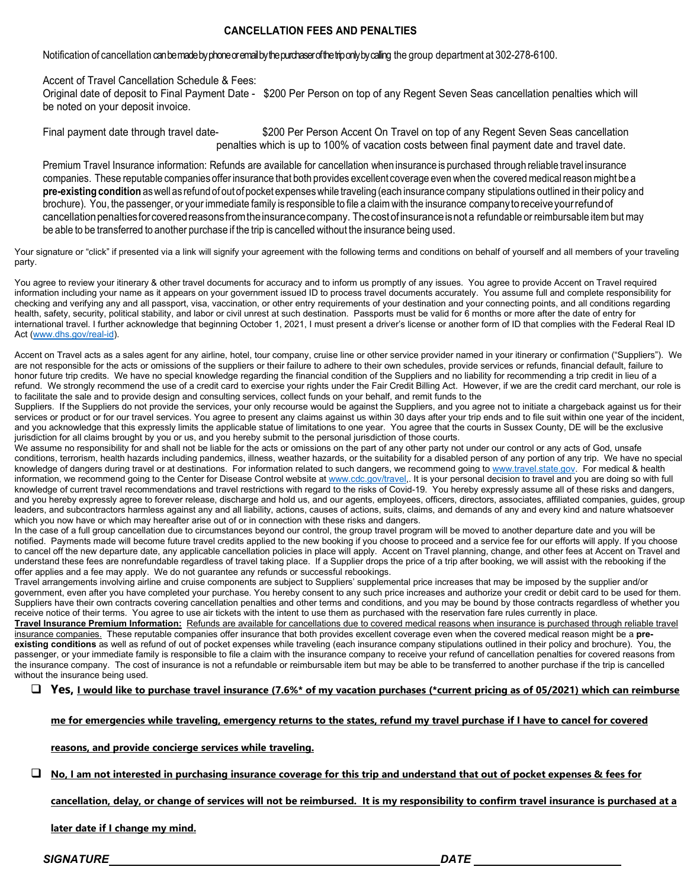## CANCELLATION FEES AND PENALTIES

Notification of cancellation can be made by phone or email by the purchaser of the trip only by calling the group department at 302-278-6100.

Accent of Travel Cancellation Schedule & Fees:
Original date of deposit to Final Payment Date - $200 Per Person on top of any Regent Seven Seas cancellation penalties which will be noted on your deposit invoice.

Final payment date through travel date- $200 Per Person Accent On Travel on top of any Regent Seven Seas cancellation penalties which is up to 100% of vacation costs between final payment date and travel date.

Premium Travel Insurance information: Refunds are available for cancellation when insurance is purchased through reliable travel insurance companies. These reputable companies offer insurance that both provides excellent coverage even when the covered medical reason might be a **pre-existing condition** as well as refund of out of pocket expenses while traveling (each insurance company stipulations outlined in their policy and brochure). You, the passenger, or your immediate family is responsible to file a claim with the insurance company to receive your refund of cancellation penalties for covered reasons from the insurance company. The cost of insurance is not a refundable or reimbursable item but may be able to be transferred to another purchase if the trip is cancelled without the insurance being used.

Your signature or "click" if presented via a link will signify your agreement with the following terms and conditions on behalf of yourself and all members of your traveling party.

You agree to review your itinerary & other travel documents for accuracy and to inform us promptly of any issues. You agree to provide Accent on Travel required information including your name as it appears on your government issued ID to process travel documents accurately. You assume full and complete responsibility for checking and verifying any and all passport, visa, vaccination, or other entry requirements of your destination and your connecting points, and all conditions regarding health, safety, security, political stability, and labor or civil unrest at such destination. Passports must be valid for 6 months or more after the date of entry for international travel. I further acknowledge that beginning October 1, 2021, I must present a driver's license or another form of ID that complies with the Federal Real ID Act (www.dhs.gov/real-id).

Accent on Travel acts as a sales agent for any airline, hotel, tour company, cruise line or other service provider named in your itinerary or confirmation ("Suppliers"). We are not responsible for the acts or omissions of the suppliers or their failure to adhere to their own schedules, provide services or refunds, financial default, failure to honor future trip credits. We have no special knowledge regarding the financial condition of the Suppliers and no liability for recommending a trip credit in lieu of a refund. We strongly recommend the use of a credit card to exercise your rights under the Fair Credit Billing Act. However, if we are the credit card merchant, our role is to facilitate the sale and to provide design and consulting services, collect funds on your behalf, and remit funds to the Suppliers. If the Suppliers do not provide the services, your only recourse would be against the Suppliers, and you agree not to initiate a chargeback against us for their services or product or for our travel services. You agree to present any claims against us within 30 days after your trip ends and to file suit within one year of the incident, and you acknowledge that this expressly limits the applicable statue of limitations to one year. You agree that the courts in Sussex County, DE will be the exclusive jurisdiction for all claims brought by you or us, and you hereby submit to the personal jurisdiction of those courts.
We assume no responsibility for and shall not be liable for the acts or omissions on the part of any other party not under our control or any acts of God, unsafe conditions, terrorism, health hazards including pandemics, illness, weather hazards, or the suitability for a disabled person of any portion of any trip. We have no special knowledge of dangers during travel or at destinations. For information related to such dangers, we recommend going to www.travel.state.gov. For medical & health information, we recommend going to the Center for Disease Control website at www.cdc.gov/travel,. It is your personal decision to travel and you are doing so with full knowledge of current travel recommendations and travel restrictions with regard to the risks of Covid-19. You hereby expressly assume all of these risks and dangers, and you hereby expressly agree to forever release, discharge and hold us, and our agents, employees, officers, directors, associates, affiliated companies, guides, group leaders, and subcontractors harmless against any and all liability, actions, causes of actions, suits, claims, and demands of any and every kind and nature whatsoever which you now have or which may hereafter arise out of or in connection with these risks and dangers.
In the case of a full group cancellation due to circumstances beyond our control, the group travel program will be moved to another departure date and you will be notified. Payments made will become future travel credits applied to the new booking if you choose to proceed and a service fee for our efforts will apply. If you choose to cancel off the new departure date, any applicable cancellation policies in place will apply. Accent on Travel planning, change, and other fees at Accent on Travel and understand these fees are nonrefundable regardless of travel taking place. If a Supplier drops the price of a trip after booking, we will assist with the rebooking if the offer applies and a fee may apply. We do not guarantee any refunds or successful rebookings.
Travel arrangements involving airline and cruise components are subject to Suppliers' supplemental price increases that may be imposed by the supplier and/or government, even after you have completed your purchase. You hereby consent to any such price increases and authorize your credit or debit card to be used for them. Suppliers have their own contracts covering cancellation penalties and other terms and conditions, and you may be bound by those contracts regardless of whether you receive notice of their terms. You agree to use air tickets with the intent to use them as purchased with the reservation fare rules currently in place.
**Travel Insurance Premium Information:** Refunds are available for cancellations due to covered medical reasons when insurance is purchased through reliable travel insurance companies. These reputable companies offer insurance that both provides excellent coverage even when the covered medical reason might be a **pre-existing conditions** as well as refund of out of pocket expenses while traveling (each insurance company stipulations outlined in their policy and brochure). You, the passenger, or your immediate family is responsible to file a claim with the insurance company to receive your refund of cancellation penalties for covered reasons from the insurance company. The cost of insurance is not a refundable or reimbursable item but may be able to be transferred to another purchase if the trip is cancelled without the insurance being used.

- ☐ **Yes, I would like to purchase travel insurance (7.6%\* of my vacation purchases (\*current pricing as of 05/2021) which can reimburse me for emergencies while traveling, emergency returns to the states, refund my travel purchase if I have to cancel for covered reasons, and provide concierge services while traveling.**

- ☐ **No, I am not interested in purchasing insurance coverage for this trip and understand that out of pocket expenses & fees for cancellation, delay, or change of services will not be reimbursed. It is my responsibility to confirm travel insurance is purchased at a later date if I change my mind.**

***SIGNATURE*** \_\_\_\_\_\_\_\_\_\_\_\_\_\_\_\_\_\_\_\_\_\_\_\_\_\_\_\_\_\_\_\_\_\_\_\_\_\_\_\_\_\_ ***DATE*** \_\_\_\_\_\_\_\_\_\_\_\_\_\_\_\_\_\_\_\_